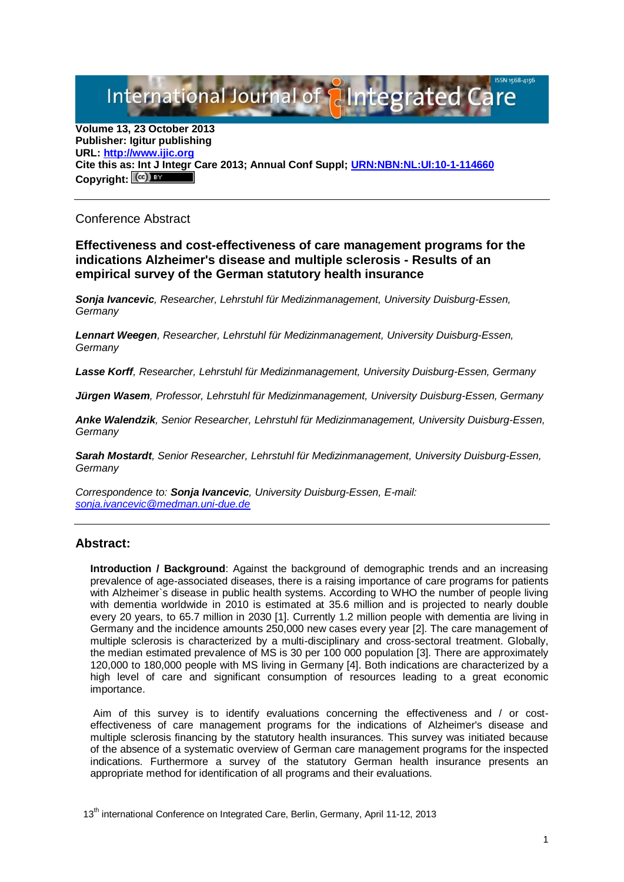International Journal of Integrated Care

**Volume 13, 23 October 2013**
**Publisher: Igitur publishing**
**URL: http://www.ijic.org**
**Cite this as: Int J Integr Care 2013; Annual Conf Suppl; URN:NBN:NL:UI:10-1-114660**
**Copyright:**

Conference Abstract

# Effectiveness and cost-effectiveness of care management programs for the indications Alzheimer's disease and multiple sclerosis - Results of an empirical survey of the German statutory health insurance

***Sonja Ivancevic**, Researcher, Lehrstuhl für Medizinmanagement, University Duisburg-Essen, Germany*

***Lennart Weegen**, Researcher, Lehrstuhl für Medizinmanagement, University Duisburg-Essen, Germany*

***Lasse Korff**, Researcher, Lehrstuhl für Medizinmanagement, University Duisburg-Essen, Germany*

***Jürgen Wasem**, Professor, Lehrstuhl für Medizinmanagement, University Duisburg-Essen, Germany*

***Anke Walendzik**, Senior Researcher, Lehrstuhl für Medizinmanagement, University Duisburg-Essen, Germany*

***Sarah Mostardt**, Senior Researcher, Lehrstuhl für Medizinmanagement, University Duisburg-Essen, Germany*

*Correspondence to: **Sonja Ivancevic**, University Duisburg-Essen, E-mail: sonja.ivancevic@medman.uni-due.de*

## Abstract:

**Introduction / Background**: Against the background of demographic trends and an increasing prevalence of age-associated diseases, there is a raising importance of care programs for patients with Alzheimer`s disease in public health systems. According to WHO the number of people living with dementia worldwide in 2010 is estimated at 35.6 million and is projected to nearly double every 20 years, to 65.7 million in 2030 [1]. Currently 1.2 million people with dementia are living in Germany and the incidence amounts 250,000 new cases every year [2]. The care management of multiple sclerosis is characterized by a multi-disciplinary and cross-sectoral treatment. Globally, the median estimated prevalence of MS is 30 per 100 000 population [3]. There are approximately 120,000 to 180,000 people with MS living in Germany [4]. Both indications are characterized by a high level of care and significant consumption of resources leading to a great economic importance.

Aim of this survey is to identify evaluations concerning the effectiveness and / or cost-effectiveness of care management programs for the indications of Alzheimer's disease and multiple sclerosis financing by the statutory health insurances. This survey was initiated because of the absence of a systematic overview of German care management programs for the inspected indications. Furthermore a survey of the statutory German health insurance presents an appropriate method for identification of all programs and their evaluations.

13th international Conference on Integrated Care, Berlin, Germany, April 11-12, 2013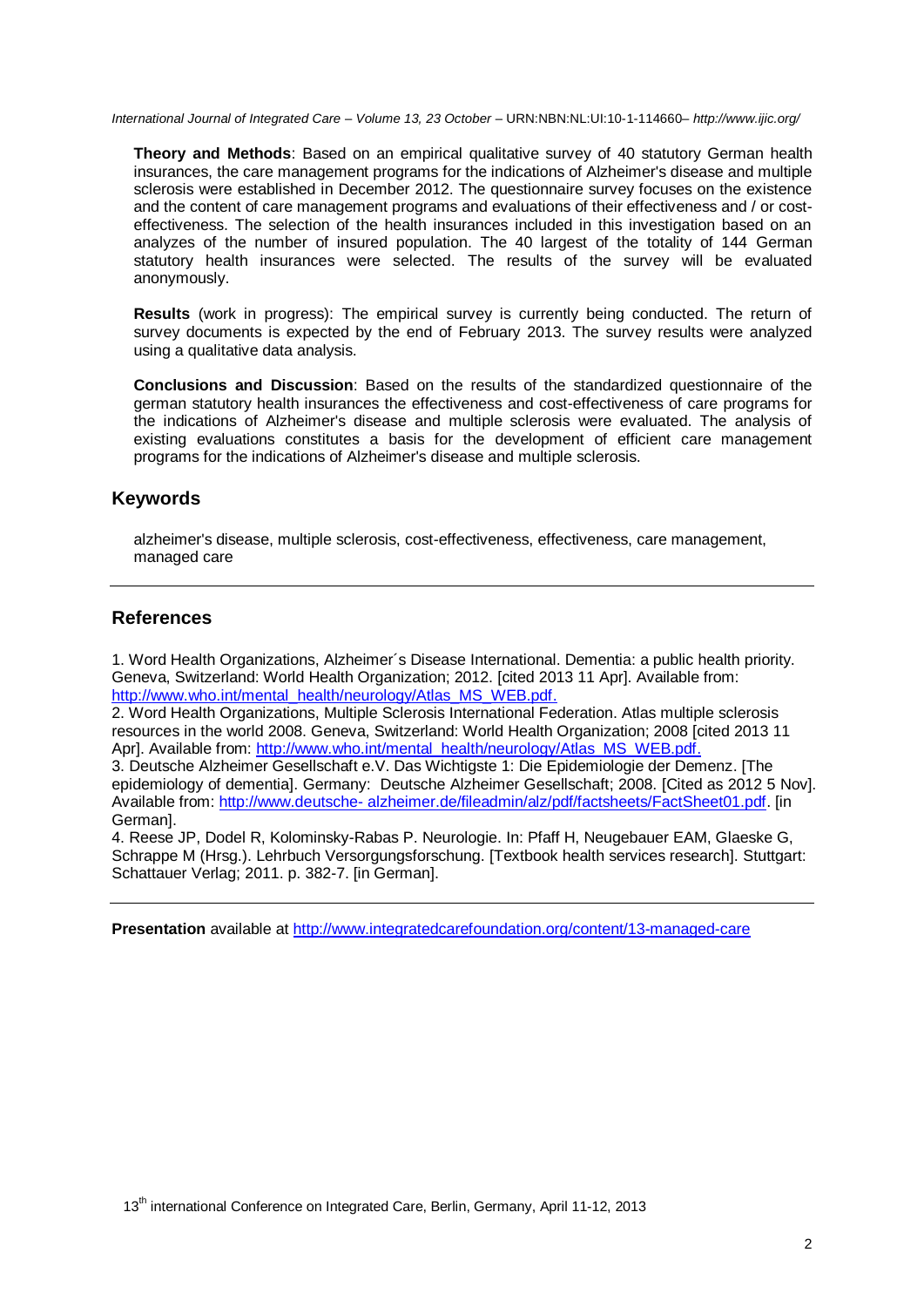**Theory and Methods**: Based on an empirical qualitative survey of 40 statutory German health insurances, the care management programs for the indications of Alzheimer's disease and multiple sclerosis were established in December 2012. The questionnaire survey focuses on the existence and the content of care management programs and evaluations of their effectiveness and / or cost-effectiveness. The selection of the health insurances included in this investigation based on an analyzes of the number of insured population. The 40 largest of the totality of 144 German statutory health insurances were selected. The results of the survey will be evaluated anonymously.

**Results** (work in progress): The empirical survey is currently being conducted. The return of survey documents is expected by the end of February 2013. The survey results were analyzed using a qualitative data analysis.

**Conclusions and Discussion**: Based on the results of the standardized questionnaire of the german statutory health insurances the effectiveness and cost-effectiveness of care programs for the indications of Alzheimer's disease and multiple sclerosis were evaluated. The analysis of existing evaluations constitutes a basis for the development of efficient care management programs for the indications of Alzheimer's disease and multiple sclerosis.

## Keywords

alzheimer's disease, multiple sclerosis, cost-effectiveness, effectiveness, care management, managed care

---

## References

1. Word Health Organizations, Alzheimer´s Disease International. Dementia: a public health priority. Geneva, Switzerland: World Health Organization; 2012. [cited 2013 11 Apr]. Available from: http://www.who.int/mental_health/neurology/Atlas_MS_WEB.pdf.
2. Word Health Organizations, Multiple Sclerosis International Federation. Atlas multiple sclerosis resources in the world 2008. Geneva, Switzerland: World Health Organization; 2008 [cited 2013 11 Apr]. Available from: http://www.who.int/mental_health/neurology/Atlas_MS_WEB.pdf.
3. Deutsche Alzheimer Gesellschaft e.V. Das Wichtigste 1: Die Epidemiologie der Demenz. [The epidemiology of dementia]. Germany: Deutsche Alzheimer Gesellschaft; 2008. [Cited as 2012 5 Nov]. Available from: http://www.deutsche- alzheimer.de/fileadmin/alz/pdf/factsheets/FactSheet01.pdf. [in German].
4. Reese JP, Dodel R, Kolominsky-Rabas P. Neurologie. In: Pfaff H, Neugebauer EAM, Glaeske G, Schrappe M (Hrsg.). Lehrbuch Versorgungsforschung. [Textbook health services research]. Stuttgart: Schattauer Verlag; 2011. p. 382-7. [in German].

---

**Presentation** available at http://www.integratedcarefoundation.org/content/13-managed-care

13th international Conference on Integrated Care, Berlin, Germany, April 11-12, 2013